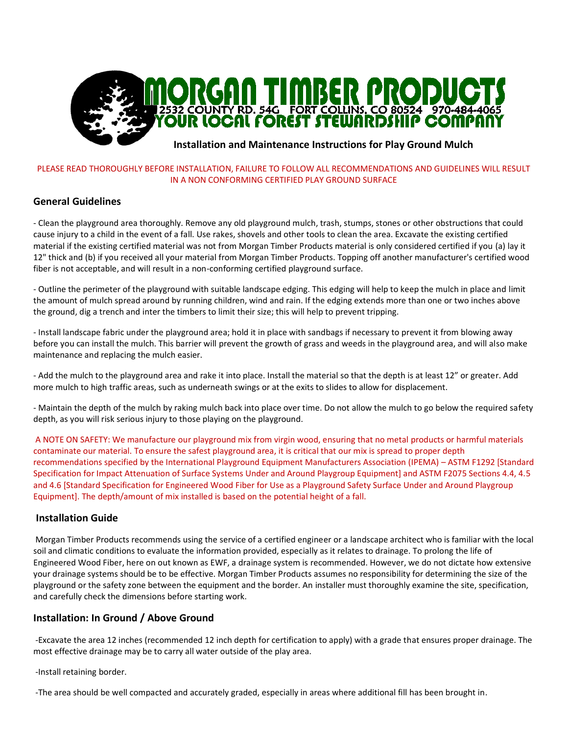# MORGAN TIMBER PRODUCTS

2532 COUNTY RD. 54G FORT COLLINS, CO 80524 970-484-4065

YOUR LOCAL FOREST STEWARDSHIP COMPANY

## Installation and Maintenance Instructions for Play Ground Mulch

PLEASE READ THOROUGHLY BEFORE INSTALLATION, FAILURE TO FOLLOW ALL RECOMMENDATIONS AND GUIDELINES WILL RESULT IN A NON CONFORMING CERTIFIED PLAY GROUND SURFACE

### General Guidelines

- Clean the playground area thoroughly. Remove any old playground mulch, trash, stumps, stones or other obstructions that could cause injury to a child in the event of a fall. Use rakes, shovels and other tools to clean the area. Excavate the existing certified material if the existing certified material was not from Morgan Timber Products material is only considered certified if you (a) lay it 12" thick and (b) if you received all your material from Morgan Timber Products. Topping off another manufacturer's certified wood fiber is not acceptable, and will result in a non-conforming certified playground surface.

- Outline the perimeter of the playground with suitable landscape edging. This edging will help to keep the mulch in place and limit the amount of mulch spread around by running children, wind and rain. If the edging extends more than one or two inches above the ground, dig a trench and inter the timbers to limit their size; this will help to prevent tripping.

- Install landscape fabric under the playground area; hold it in place with sandbags if necessary to prevent it from blowing away before you can install the mulch. This barrier will prevent the growth of grass and weeds in the playground area, and will also make maintenance and replacing the mulch easier.

- Add the mulch to the playground area and rake it into place. Install the material so that the depth is at least 12" or greater. Add more mulch to high traffic areas, such as underneath swings or at the exits to slides to allow for displacement.

- Maintain the depth of the mulch by raking mulch back into place over time. Do not allow the mulch to go below the required safety depth, as you will risk serious injury to those playing on the playground.

A NOTE ON SAFETY: We manufacture our playground mix from virgin wood, ensuring that no metal products or harmful materials contaminate our material. To ensure the safest playground area, it is critical that our mix is spread to proper depth recommendations specified by the International Playground Equipment Manufacturers Association (IPEMA) – ASTM F1292 [Standard Specification for Impact Attenuation of Surface Systems Under and Around Playgroup Equipment] and ASTM F2075 Sections 4.4, 4.5 and 4.6 [Standard Specification for Engineered Wood Fiber for Use as a Playground Safety Surface Under and Around Playgroup Equipment]. The depth/amount of mix installed is based on the potential height of a fall.

### Installation Guide

Morgan Timber Products recommends using the service of a certified engineer or a landscape architect who is familiar with the local soil and climatic conditions to evaluate the information provided, especially as it relates to drainage. To prolong the life of Engineered Wood Fiber, here on out known as EWF, a drainage system is recommended. However, we do not dictate how extensive your drainage systems should be to be effective. Morgan Timber Products assumes no responsibility for determining the size of the playground or the safety zone between the equipment and the border. An installer must thoroughly examine the site, specification, and carefully check the dimensions before starting work.

### Installation: In Ground / Above Ground

-Excavate the area 12 inches (recommended 12 inch depth for certification to apply) with a grade that ensures proper drainage. The most effective drainage may be to carry all water outside of the play area.

-Install retaining border.

-The area should be well compacted and accurately graded, especially in areas where additional fill has been brought in.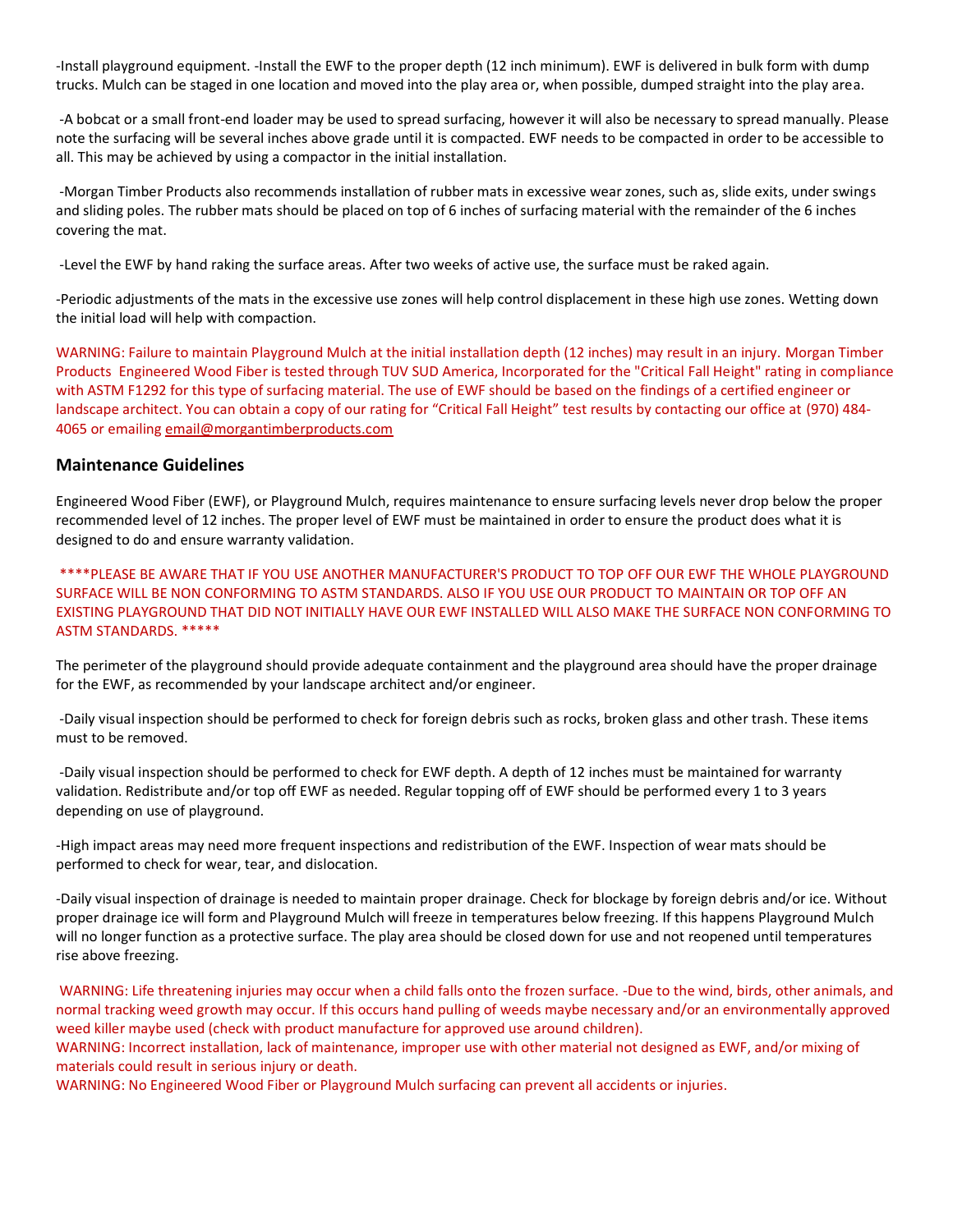-Install playground equipment. -Install the EWF to the proper depth (12 inch minimum). EWF is delivered in bulk form with dump trucks. Mulch can be staged in one location and moved into the play area or, when possible, dumped straight into the play area.

-A bobcat or a small front-end loader may be used to spread surfacing, however it will also be necessary to spread manually. Please note the surfacing will be several inches above grade until it is compacted. EWF needs to be compacted in order to be accessible to all. This may be achieved by using a compactor in the initial installation.

-Morgan Timber Products also recommends installation of rubber mats in excessive wear zones, such as, slide exits, under swings and sliding poles. The rubber mats should be placed on top of 6 inches of surfacing material with the remainder of the 6 inches covering the mat.

-Level the EWF by hand raking the surface areas. After two weeks of active use, the surface must be raked again.

-Periodic adjustments of the mats in the excessive use zones will help control displacement in these high use zones. Wetting down the initial load will help with compaction.

WARNING: Failure to maintain Playground Mulch at the initial installation depth (12 inches) may result in an injury. Morgan Timber Products Engineered Wood Fiber is tested through TUV SUD America, Incorporated for the "Critical Fall Height" rating in compliance with ASTM F1292 for this type of surfacing material. The use of EWF should be based on the findings of a certified engineer or landscape architect. You can obtain a copy of our rating for "Critical Fall Height" test results by contacting our office at (970) 484-4065 or emailing email@morgantimberproducts.com

## Maintenance Guidelines

Engineered Wood Fiber (EWF), or Playground Mulch, requires maintenance to ensure surfacing levels never drop below the proper recommended level of 12 inches. The proper level of EWF must be maintained in order to ensure the product does what it is designed to do and ensure warranty validation.

****PLEASE BE AWARE THAT IF YOU USE ANOTHER MANUFACTURER'S PRODUCT TO TOP OFF OUR EWF THE WHOLE PLAYGROUND SURFACE WILL BE NON CONFORMING TO ASTM STANDARDS. ALSO IF YOU USE OUR PRODUCT TO MAINTAIN OR TOP OFF AN EXISTING PLAYGROUND THAT DID NOT INITIALLY HAVE OUR EWF INSTALLED WILL ALSO MAKE THE SURFACE NON CONFORMING TO ASTM STANDARDS. *****

The perimeter of the playground should provide adequate containment and the playground area should have the proper drainage for the EWF, as recommended by your landscape architect and/or engineer.

-Daily visual inspection should be performed to check for foreign debris such as rocks, broken glass and other trash. These items must to be removed.

-Daily visual inspection should be performed to check for EWF depth. A depth of 12 inches must be maintained for warranty validation. Redistribute and/or top off EWF as needed. Regular topping off of EWF should be performed every 1 to 3 years depending on use of playground.

-High impact areas may need more frequent inspections and redistribution of the EWF. Inspection of wear mats should be performed to check for wear, tear, and dislocation.

-Daily visual inspection of drainage is needed to maintain proper drainage. Check for blockage by foreign debris and/or ice. Without proper drainage ice will form and Playground Mulch will freeze in temperatures below freezing. If this happens Playground Mulch will no longer function as a protective surface. The play area should be closed down for use and not reopened until temperatures rise above freezing.

WARNING: Life threatening injuries may occur when a child falls onto the frozen surface. -Due to the wind, birds, other animals, and normal tracking weed growth may occur. If this occurs hand pulling of weeds maybe necessary and/or an environmentally approved weed killer maybe used (check with product manufacture for approved use around children).
WARNING: Incorrect installation, lack of maintenance, improper use with other material not designed as EWF, and/or mixing of materials could result in serious injury or death.
WARNING: No Engineered Wood Fiber or Playground Mulch surfacing can prevent all accidents or injuries.